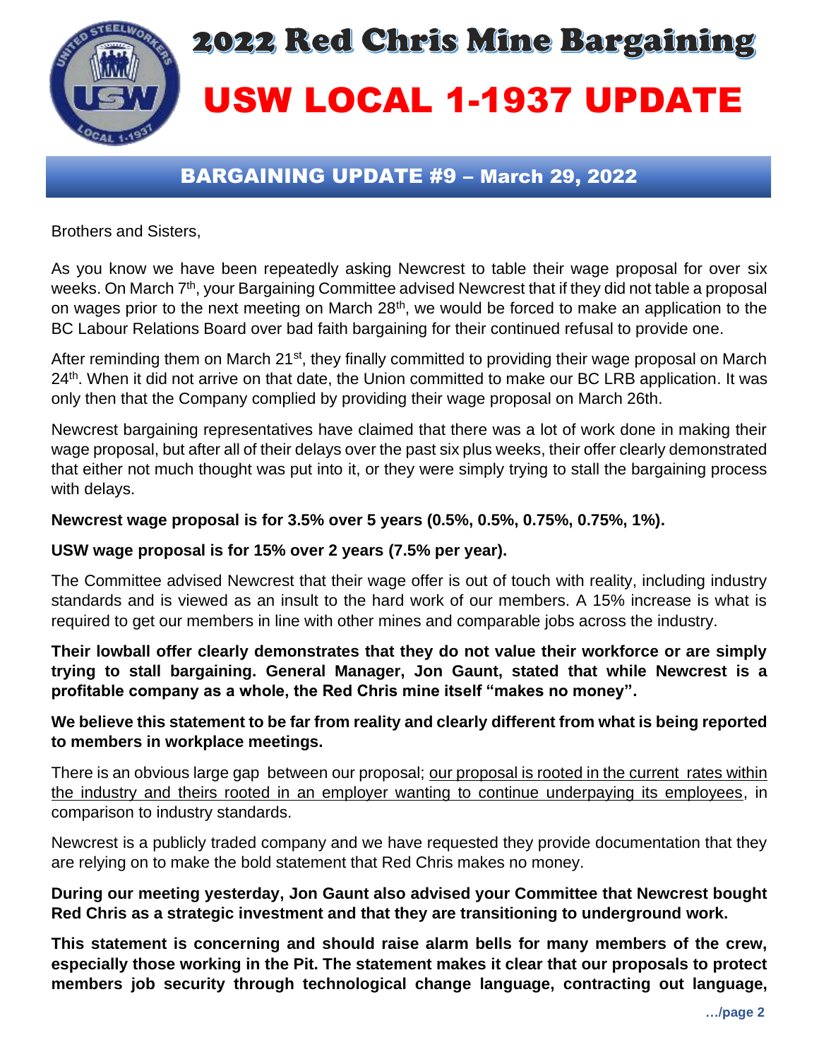# 2022 Red Chris Mine Bargaining

# USW LOCAL 1-1937 UPDATE

## BARGAINING UPDATE #9 – March 29, 2022

Brothers and Sisters,

As you know we have been repeatedly asking Newcrest to table their wage proposal for over six weeks. On March 7th, your Bargaining Committee advised Newcrest that if they did not table a proposal on wages prior to the next meeting on March 28th, we would be forced to make an application to the BC Labour Relations Board over bad faith bargaining for their continued refusal to provide one.

After reminding them on March 21st, they finally committed to providing their wage proposal on March 24th. When it did not arrive on that date, the Union committed to make our BC LRB application. It was only then that the Company complied by providing their wage proposal on March 26th.

Newcrest bargaining representatives have claimed that there was a lot of work done in making their wage proposal, but after all of their delays over the past six plus weeks, their offer clearly demonstrated that either not much thought was put into it, or they were simply trying to stall the bargaining process with delays.

**Newcrest wage proposal is for 3.5% over 5 years (0.5%, 0.5%, 0.75%, 0.75%, 1%).**

**USW wage proposal is for 15% over 2 years (7.5% per year).**

The Committee advised Newcrest that their wage offer is out of touch with reality, including industry standards and is viewed as an insult to the hard work of our members. A 15% increase is what is required to get our members in line with other mines and comparable jobs across the industry.

**Their lowball offer clearly demonstrates that they do not value their workforce or are simply trying to stall bargaining. General Manager, Jon Gaunt, stated that while Newcrest is a profitable company as a whole, the Red Chris mine itself "makes no money".**

**We believe this statement to be far from reality and clearly different from what is being reported to members in workplace meetings.**

There is an obvious large gap between our proposal; our proposal is rooted in the current rates within the industry and theirs rooted in an employer wanting to continue underpaying its employees, in comparison to industry standards.

Newcrest is a publicly traded company and we have requested they provide documentation that they are relying on to make the bold statement that Red Chris makes no money.

**During our meeting yesterday, Jon Gaunt also advised your Committee that Newcrest bought Red Chris as a strategic investment and that they are transitioning to underground work.**

**This statement is concerning and should raise alarm bells for many members of the crew, especially those working in the Pit. The statement makes it clear that our proposals to protect members job security through technological change language, contracting out language,**

…/page 2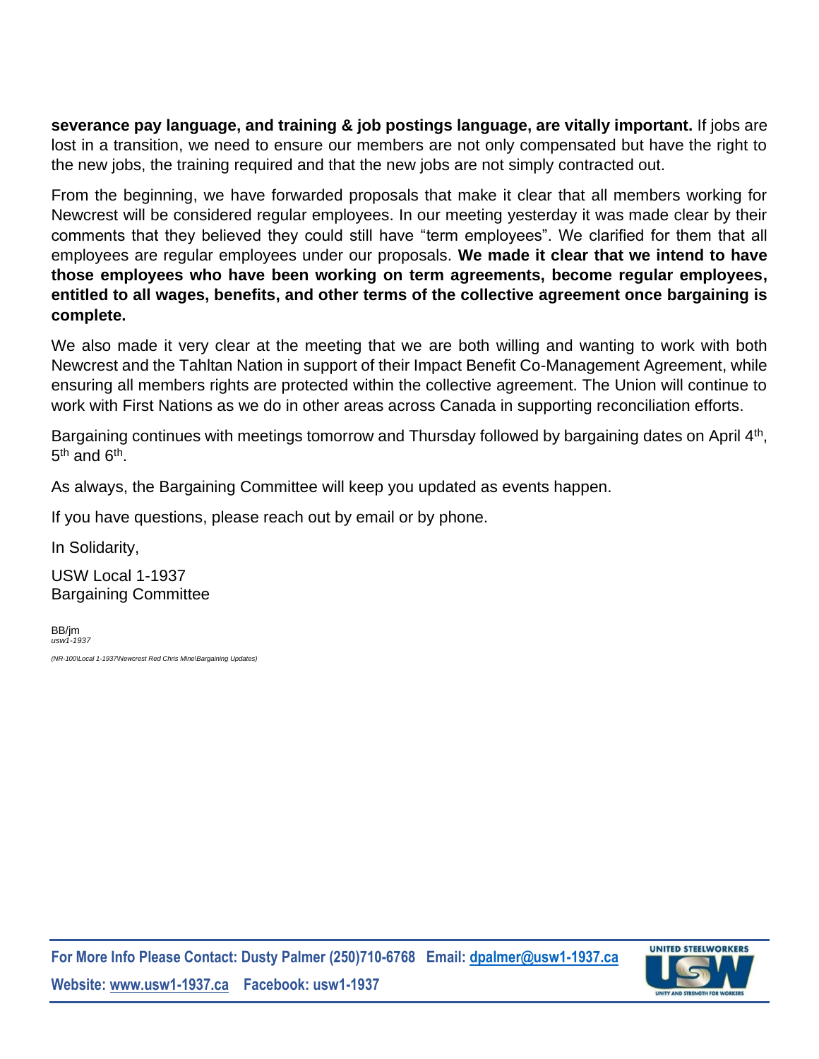**severance pay language, and training & job postings language, are vitally important.** If jobs are lost in a transition, we need to ensure our members are not only compensated but have the right to the new jobs, the training required and that the new jobs are not simply contracted out.

From the beginning, we have forwarded proposals that make it clear that all members working for Newcrest will be considered regular employees. In our meeting yesterday it was made clear by their comments that they believed they could still have "term employees". We clarified for them that all employees are regular employees under our proposals. **We made it clear that we intend to have those employees who have been working on term agreements, become regular employees, entitled to all wages, benefits, and other terms of the collective agreement once bargaining is complete.**

We also made it very clear at the meeting that we are both willing and wanting to work with both Newcrest and the Tahltan Nation in support of their Impact Benefit Co-Management Agreement, while ensuring all members rights are protected within the collective agreement. The Union will continue to work with First Nations as we do in other areas across Canada in supporting reconciliation efforts.

Bargaining continues with meetings tomorrow and Thursday followed by bargaining dates on April 4th, 5th and 6th.

As always, the Bargaining Committee will keep you updated as events happen.

If you have questions, please reach out by email or by phone.

In Solidarity,

USW Local 1-1937
Bargaining Committee

BB/jm
*usw1-1937*

*(NR-100\Local 1-1937\Newcrest Red Chris Mine\Bargaining Updates)*

**For More Info Please Contact: Dusty Palmer (250)710-6768 Email: dpalmer@usw1-1937.ca**
**Website: www.usw1-1937.ca Facebook: usw1-1937**

UNITED STEELWORKERS USW UNITY AND STRENGTH FOR WORKERS